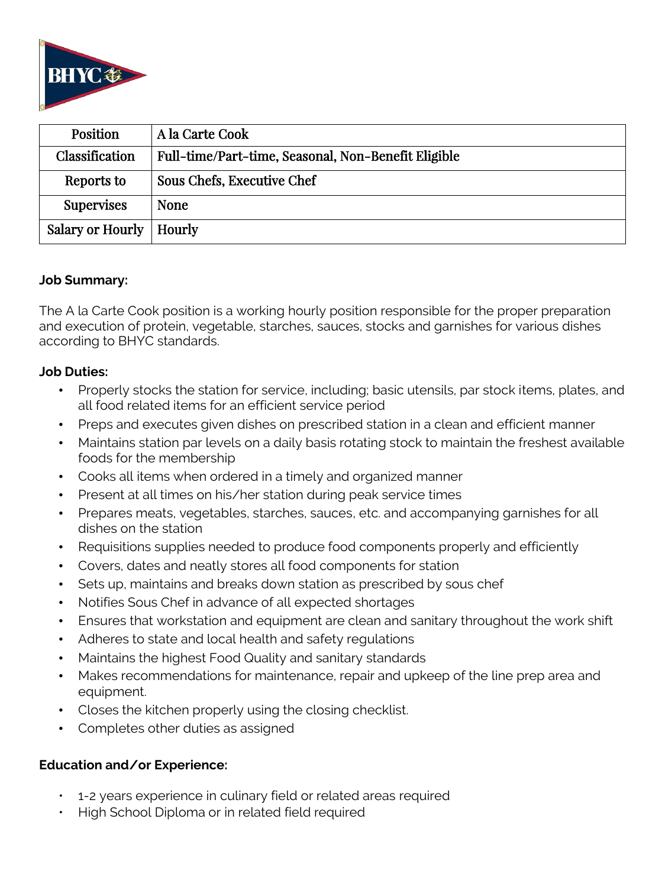| Position | A la Carte Cook |
|---|---|
| Classification | Full-time/Part-time, Seasonal, Non-Benefit Eligible |
| Reports to | Sous Chefs, Executive Chef |
| Supervises | None |
| Salary or Hourly | Hourly |

**Job Summary:**

The A la Carte Cook position is a working hourly position responsible for the proper preparation and execution of protein, vegetable, starches, sauces, stocks and garnishes for various dishes according to BHYC standards.

**Job Duties:**

- Properly stocks the station for service, including; basic utensils, par stock items, plates, and all food related items for an efficient service period
- Preps and executes given dishes on prescribed station in a clean and efficient manner
- Maintains station par levels on a daily basis rotating stock to maintain the freshest available foods for the membership
- Cooks all items when ordered in a timely and organized manner
- Present at all times on his/her station during peak service times
- Prepares meats, vegetables, starches, sauces, etc. and accompanying garnishes for all dishes on the station
- Requisitions supplies needed to produce food components properly and efficiently
- Covers, dates and neatly stores all food components for station
- Sets up, maintains and breaks down station as prescribed by sous chef
- Notifies Sous Chef in advance of all expected shortages
- Ensures that workstation and equipment are clean and sanitary throughout the work shift
- Adheres to state and local health and safety regulations
- Maintains the highest Food Quality and sanitary standards
- Makes recommendations for maintenance, repair and upkeep of the line prep area and equipment.
- Closes the kitchen properly using the closing checklist.
- Completes other duties as assigned

**Education and/or Experience:**

- 1-2 years experience in culinary field or related areas required
- High School Diploma or in related field required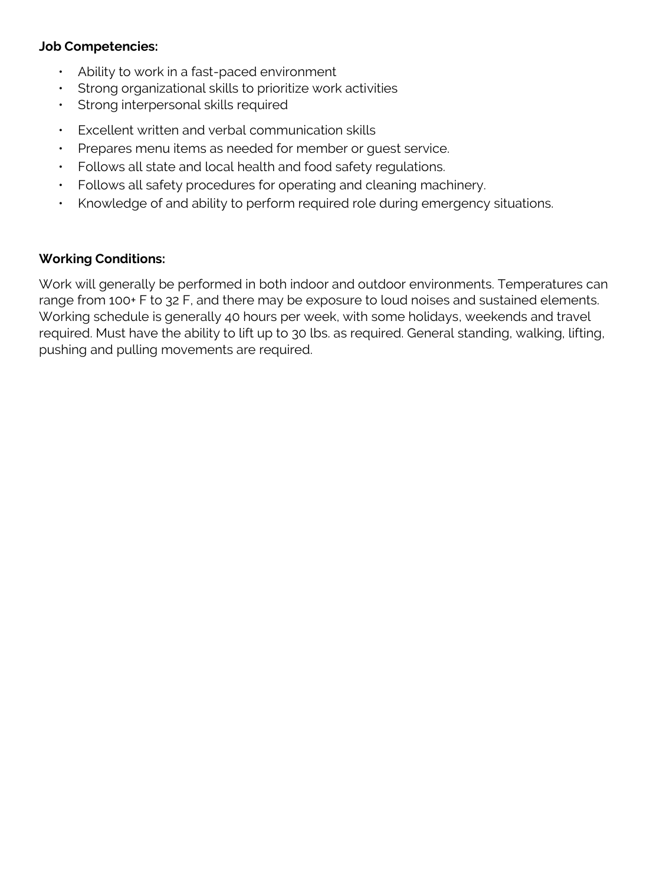**Job Competencies:**

- Ability to work in a fast-paced environment
- Strong organizational skills to prioritize work activities
- Strong interpersonal skills required
- Excellent written and verbal communication skills
- Prepares menu items as needed for member or guest service.
- Follows all state and local health and food safety regulations.
- Follows all safety procedures for operating and cleaning machinery.
- Knowledge of and ability to perform required role during emergency situations.

**Working Conditions:**

Work will generally be performed in both indoor and outdoor environments. Temperatures can range from 100+ F to 32 F, and there may be exposure to loud noises and sustained elements. Working schedule is generally 40 hours per week, with some holidays, weekends and travel required. Must have the ability to lift up to 30 lbs. as required. General standing, walking, lifting, pushing and pulling movements are required.